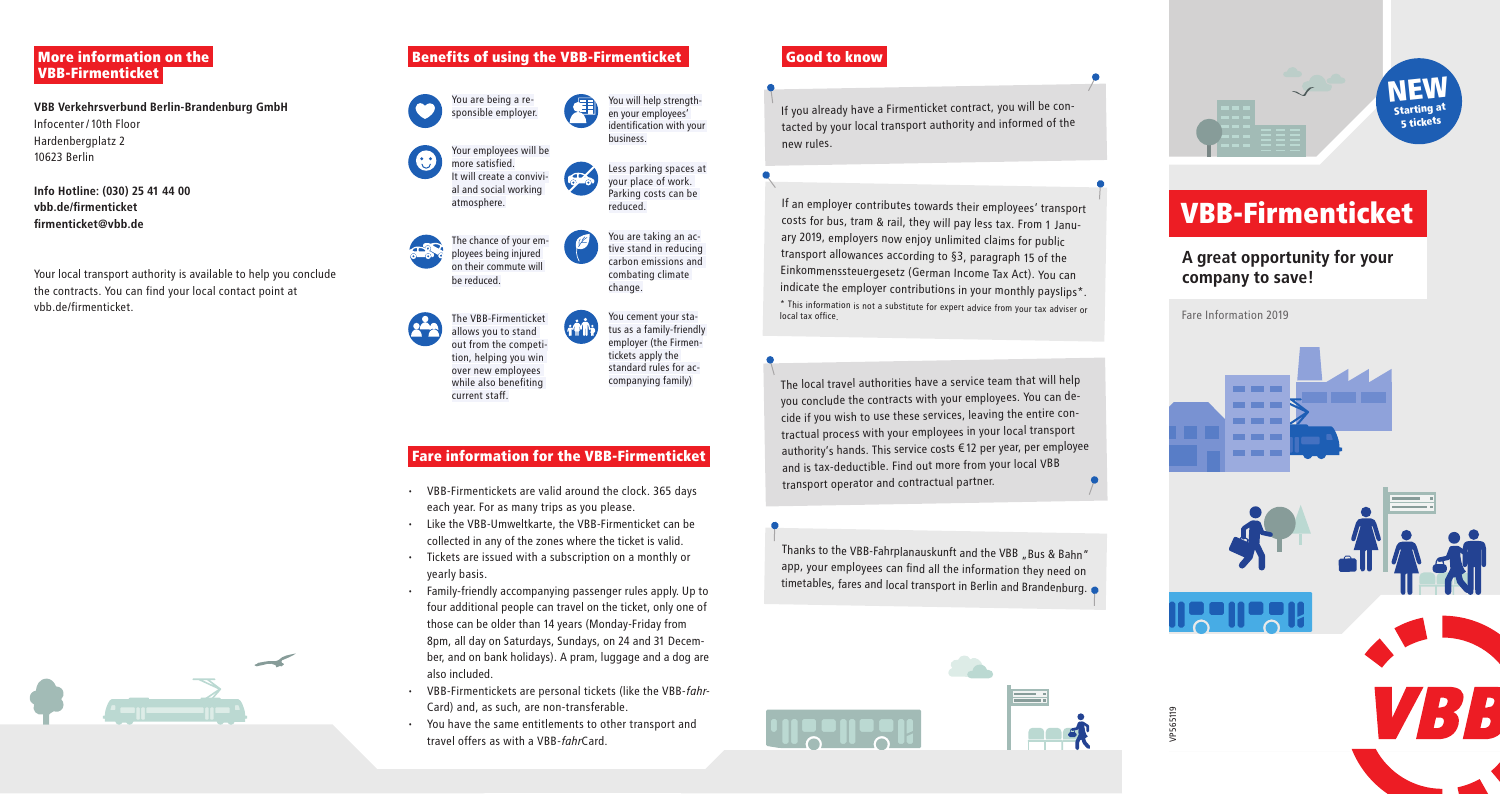## More information on the VBB-Firmenticket

**VBB Verkehrsverbund Berlin-Brandenburg GmbH**
Infocenter / 10th Floor
Hardenbergplatz 2
10623 Berlin

**Info Hotline: (030) 25 41 44 00**
**vbb.de/firmenticket**
**firmenticket@vbb.de**

Your local transport authority is available to help you conclude the contracts. You can find your local contact point at vbb.de/firmenticket.

## Benefits of using the VBB-Firmenticket

You are being a responsible employer.

Your employees will be more satisfied. It will create a convivial and social working atmosphere.

The chance of your employees being injured on their commute will be reduced.

The VBB-Firmenticket allows you to stand out from the competition, helping you win over new employees while also benefiting current staff.

You will help strengthen your employees' identification with your business.

Less parking spaces at your place of work. Parking costs can be reduced.

You are taking an active stand in reducing carbon emissions and combating climate change.

You cement your status as a family-friendly employer (the Firmentickets apply the standard rules for accompanying family)

## Fare information for the VBB-Firmenticket

- VBB-Firmentickets are valid around the clock. 365 days each year. For as many trips as you please.
- Like the VBB-Umweltkarte, the VBB-Firmenticket can be collected in any of the zones where the ticket is valid.
- Tickets are issued with a subscription on a monthly or yearly basis.
- Family-friendly accompanying passenger rules apply. Up to four additional people can travel on the ticket, only one of those can be older than 14 years (Monday-Friday from 8pm, all day on Saturdays, Sundays, on 24 and 31 December, and on bank holidays). A pram, luggage and a dog are also included.
- VBB-Firmentickets are personal tickets (like the VBB-*fahr*-Card) and, as such, are non-transferable.
- You have the same entitlements to other transport and travel offers as with a VBB-*fahr*Card.

## Good to know

If you already have a Firmenticket contract, you will be contacted by your local transport authority and informed of the new rules.

If an employer contributes towards their employees' transport costs for bus, tram & rail, they will pay less tax. From 1 January 2019, employers now enjoy unlimited claims for public transport allowances according to §3, paragraph 15 of the Einkommenssteuergesetz (German Income Tax Act). You can indicate the employer contributions in your monthly payslips*.

\* This information is not a substitute for expert advice from your tax adviser or local tax office.

The local travel authorities have a service team that will help you conclude the contracts with your employees. You can decide if you wish to use these services, leaving the entire contractual process with your employees in your local transport authority's hands. This service costs €12 per year, per employee and is tax-deductible. Find out more from your local VBB transport operator and contractual partner.

Thanks to the VBB-Fahrplanauskunft and the VBB „Bus & Bahn" app, your employees can find all the information they need on timetables, fares and local transport in Berlin and Brandenburg.

NEW Starting at 5 tickets

# VBB-Firmenticket

### A great opportunity for your company to save!

Fare Information 2019

VBB

VP565119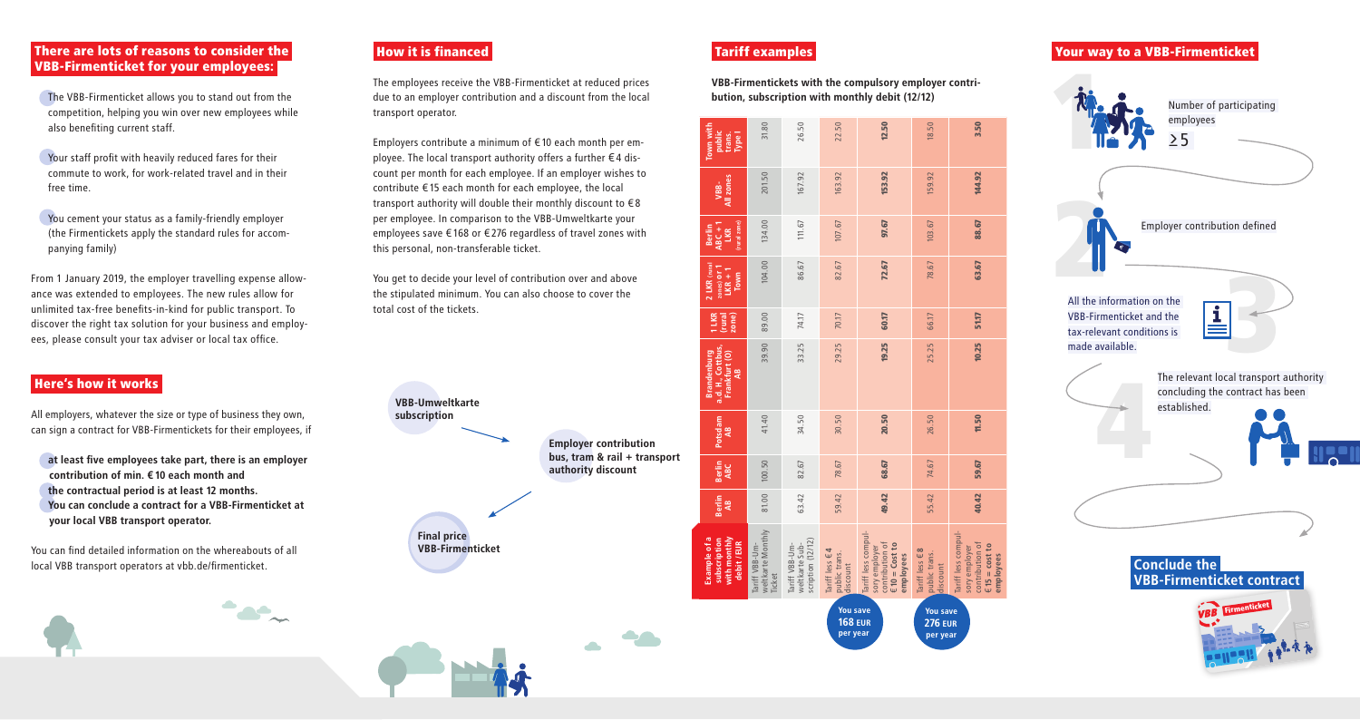## There are lots of reasons to consider the VBB-Firmenticket for your employees:

- The VBB-Firmenticket allows you to stand out from the competition, helping you win over new employees while also benefiting current staff.
- Your staff profit with heavily reduced fares for their commute to work, for work-related travel and in their free time.
- You cement your status as a family-friendly employer (the Firmentickets apply the standard rules for accompanying family)

From 1 January 2019, the employer travelling expense allowance was extended to employees. The new rules allow for unlimited tax-free benefits-in-kind for public transport. To discover the right tax solution for your business and employees, please consult your tax adviser or local tax office.

## Here's how it works

All employers, whatever the size or type of business they own, can sign a contract for VBB-Firmentickets for their employees, if

- **at least five employees take part, there is an employer contribution of min. €10 each month and**
- **the contractual period is at least 12 months.**
- **You can conclude a contract for a VBB-Firmenticket at your local VBB transport operator.**

You can find detailed information on the whereabouts of all local VBB transport operators at vbb.de/firmenticket.

## How it is financed

The employees receive the VBB-Firmenticket at reduced prices due to an employer contribution and a discount from the local transport operator.

Employers contribute a minimum of €10 each month per employee. The local transport authority offers a further €4 discount per month for each employee. If an employer wishes to contribute €15 each month for each employee, the local transport authority will double their monthly discount to €8 per employee. In comparison to the VBB-Umweltkarte your employees save €168 or €276 regardless of travel zones with this personal, non-transferable ticket.

You get to decide your level of contribution over and above the stipulated minimum. You can also choose to cover the total cost of the tickets.

**VBB-Umweltkarte subscription**

**Employer contribution bus, tram & rail + transport authority discount**

**Final price VBB-Firmenticket**

## Tariff examples

**VBB-Firmentickets with the compulsory employer contribution, subscription with monthly debit (12/12)**

| Example of a subscription with monthly debit / EUR | Tariff VBB-Umweltkarte Monthly Ticket | Tariff VBB-Umweltkarte Subscription (12/12) | Tariff less €4 public trans. discount | Tariff less compulsory employer contribution of €10 = **Cost to employees** | Tariff less €8 public trans. discount | Tariff less compulsory employer contribution of €15 = **cost to employees** |
|---|---|---|---|---|---|---|
| **Berlin AB** | 81.00 | 63.42 | 59.42 | **49.42** | 55.42 | **40.42** |
| **Berlin ABC** | 100.50 | 82.67 | 78.67 | **68.67** | 74.67 | **59.67** |
| **Potsdam AB** | 41.40 | 34.50 | 30.50 | **20.50** | 26.50 | **11.50** |
| **Brandenburg a.d.H., Cottbus, Frankfurt (O) AB** | 39.90 | 33.25 | 29.25 | **19.25** | 25.25 | **10.25** |
| **1 LKR (rural zone)** | 89.00 | 74.17 | 70.17 | **60.17** | 66.17 | **51.17** |
| **2 LKR (rural zones) or 1 LKR + 1 Town** | 104.00 | 86.67 | 82.67 | **72.67** | 78.67 | **63.67** |
| **Berlin ABC + 1 LKR (rural zone)** | 134.00 | 111.67 | 107.67 | **97.67** | 103.67 | **88.67** |
| **VBB-All zones** | 201.50 | 167.92 | 163.92 | **153.92** | 159.92 | **144.92** |
| **Town with public trans. Type I** | 31.80 | 26.50 | 22.50 | **12.50** | 18.50 | **3.50** |

**You save 168 EUR per year**

**You save 276 EUR per year**

## Your way to a VBB-Firmenticket

1. Number of participating employees ≥ 5
2. Employer contribution defined
3. All the information on the VBB-Firmenticket and the tax-relevant conditions is made available.
4. The relevant local transport authority concluding the contract has been established.

**Conclude the VBB-Firmenticket contract**